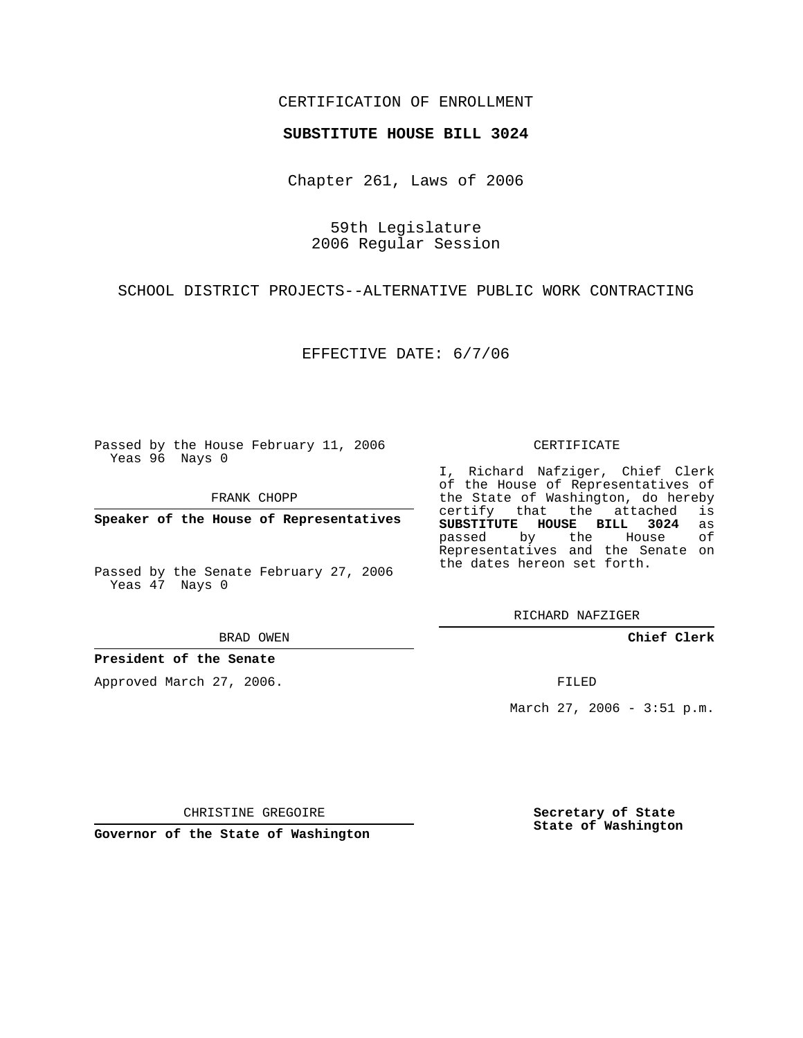CERTIFICATION OF ENROLLMENT

**SUBSTITUTE HOUSE BILL 3024**

Chapter 261, Laws of 2006

59th Legislature
2006 Regular Session

SCHOOL DISTRICT PROJECTS--ALTERNATIVE PUBLIC WORK CONTRACTING

EFFECTIVE DATE: 6/7/06

Passed by the House February 11, 2006
Yeas 96 Nays 0

FRANK CHOPP

**Speaker of the House of Representatives**

Passed by the Senate February 27, 2006
Yeas 47 Nays 0

BRAD OWEN

**President of the Senate**

Approved March 27, 2006.

CHRISTINE GREGOIRE

**Governor of the State of Washington**

CERTIFICATE

I, Richard Nafziger, Chief Clerk of the House of Representatives of the State of Washington, do hereby certify that the attached is **SUBSTITUTE HOUSE BILL 3024** as passed by the House of Representatives and the Senate on the dates hereon set forth.

RICHARD NAFZIGER

**Chief Clerk**

FILED

March 27, 2006 - 3:51 p.m.

**Secretary of State**
**State of Washington**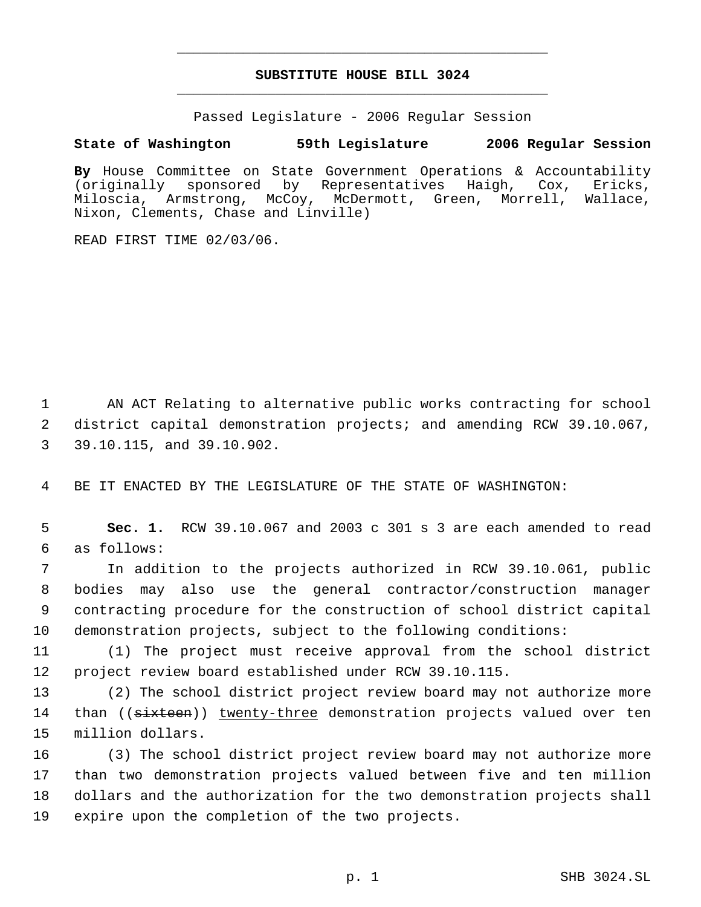# SUBSTITUTE HOUSE BILL 3024

Passed Legislature - 2006 Regular Session

**State of Washington 59th Legislature 2006 Regular Session**

**By** House Committee on State Government Operations & Accountability (originally sponsored by Representatives Haigh, Cox, Ericks, Miloscia, Armstrong, McCoy, McDermott, Green, Morrell, Wallace, Nixon, Clements, Chase and Linville)

READ FIRST TIME 02/03/06.

1 AN ACT Relating to alternative public works contracting for school
2 district capital demonstration projects; and amending RCW 39.10.067,
3 39.10.115, and 39.10.902.

4 BE IT ENACTED BY THE LEGISLATURE OF THE STATE OF WASHINGTON:

5 **Sec. 1.** RCW 39.10.067 and 2003 c 301 s 3 are each amended to read
6 as follows:

7 In addition to the projects authorized in RCW 39.10.061, public
8 bodies may also use the general contractor/construction manager
9 contracting procedure for the construction of school district capital
10 demonstration projects, subject to the following conditions:

11 (1) The project must receive approval from the school district
12 project review board established under RCW 39.10.115.

13 (2) The school district project review board may not authorize more
14 than ((~~sixteen~~)) <u>twenty-three</u> demonstration projects valued over ten
15 million dollars.

16 (3) The school district project review board may not authorize more
17 than two demonstration projects valued between five and ten million
18 dollars and the authorization for the two demonstration projects shall
19 expire upon the completion of the two projects.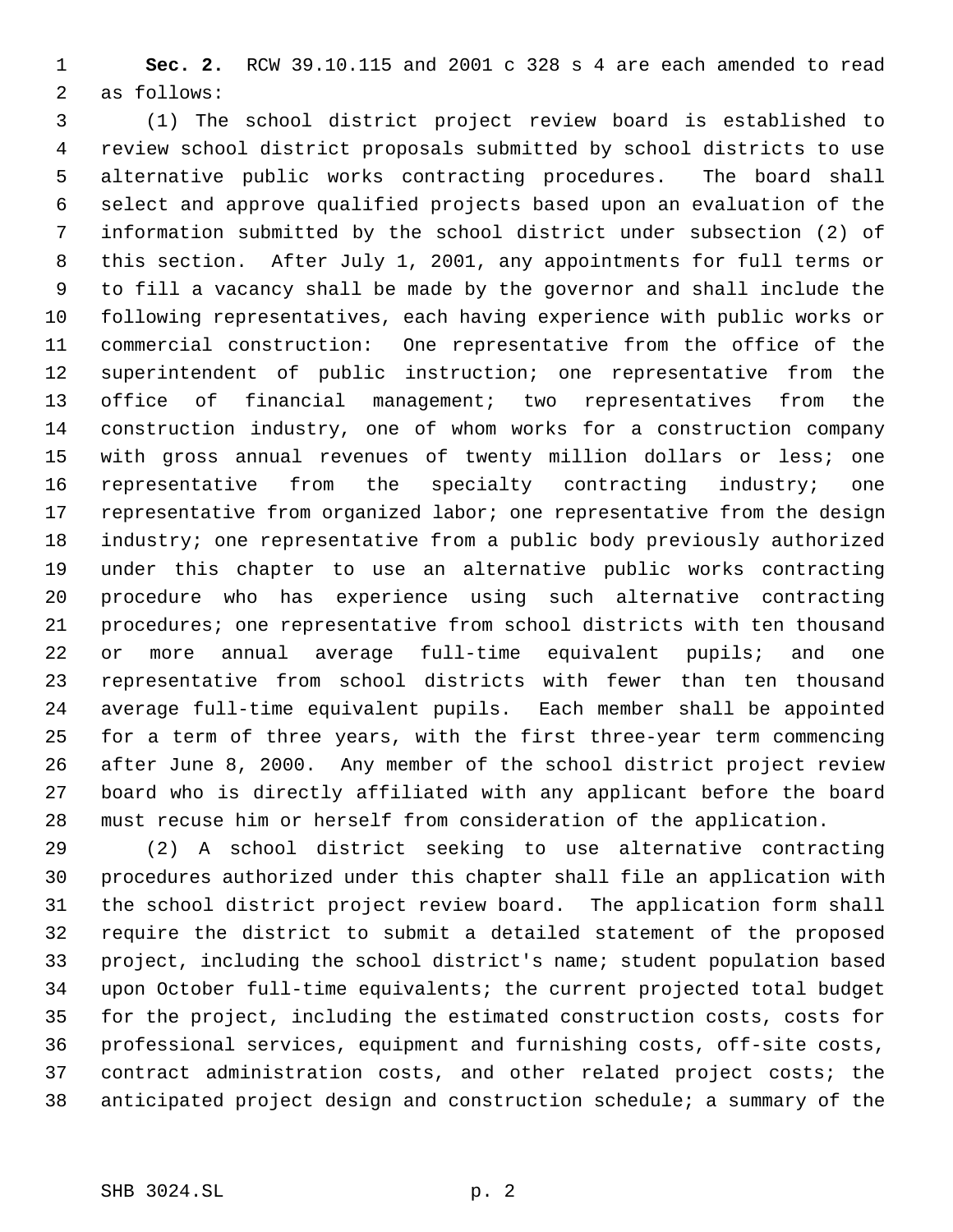**Sec. 2.** RCW 39.10.115 and 2001 c 328 s 4 are each amended to read as follows:

(1) The school district project review board is established to review school district proposals submitted by school districts to use alternative public works contracting procedures. The board shall select and approve qualified projects based upon an evaluation of the information submitted by the school district under subsection (2) of this section. After July 1, 2001, any appointments for full terms or to fill a vacancy shall be made by the governor and shall include the following representatives, each having experience with public works or commercial construction: One representative from the office of the superintendent of public instruction; one representative from the office of financial management; two representatives from the construction industry, one of whom works for a construction company with gross annual revenues of twenty million dollars or less; one representative from the specialty contracting industry; one representative from organized labor; one representative from the design industry; one representative from a public body previously authorized under this chapter to use an alternative public works contracting procedure who has experience using such alternative contracting procedures; one representative from school districts with ten thousand or more annual average full-time equivalent pupils; and one representative from school districts with fewer than ten thousand average full-time equivalent pupils. Each member shall be appointed for a term of three years, with the first three-year term commencing after June 8, 2000. Any member of the school district project review board who is directly affiliated with any applicant before the board must recuse him or herself from consideration of the application.

(2) A school district seeking to use alternative contracting procedures authorized under this chapter shall file an application with the school district project review board. The application form shall require the district to submit a detailed statement of the proposed project, including the school district's name; student population based upon October full-time equivalents; the current projected total budget for the project, including the estimated construction costs, costs for professional services, equipment and furnishing costs, off-site costs, contract administration costs, and other related project costs; the anticipated project design and construction schedule; a summary of the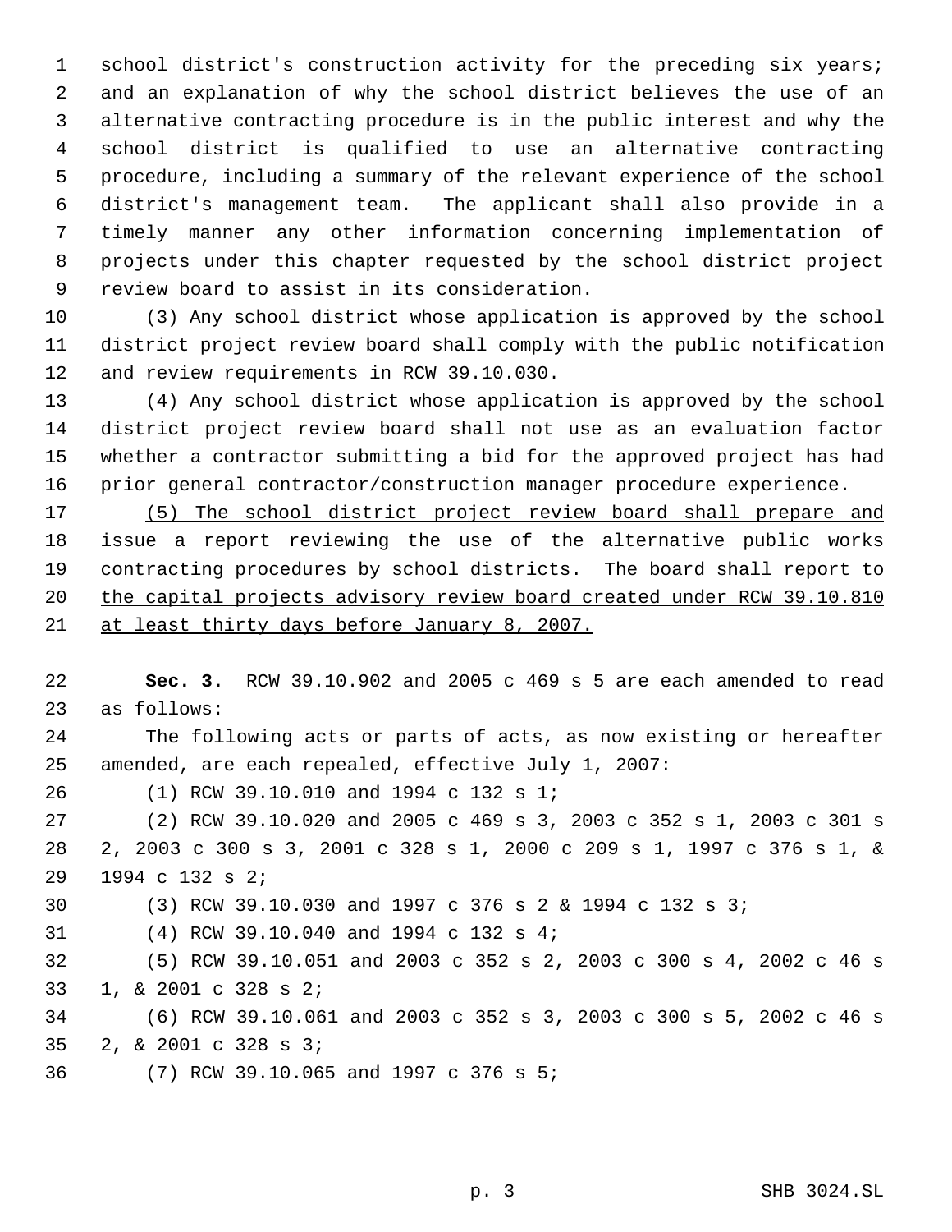school district's construction activity for the preceding six years; and an explanation of why the school district believes the use of an alternative contracting procedure is in the public interest and why the school district is qualified to use an alternative contracting procedure, including a summary of the relevant experience of the school district's management team. The applicant shall also provide in a timely manner any other information concerning implementation of projects under this chapter requested by the school district project review board to assist in its consideration.

(3) Any school district whose application is approved by the school district project review board shall comply with the public notification and review requirements in RCW 39.10.030.

(4) Any school district whose application is approved by the school district project review board shall not use as an evaluation factor whether a contractor submitting a bid for the approved project has had prior general contractor/construction manager procedure experience.

<u>(5) The school district project review board shall prepare and issue a report reviewing the use of the alternative public works contracting procedures by school districts. The board shall report to the capital projects advisory review board created under RCW 39.10.810 at least thirty days before January 8, 2007.</u>

**Sec. 3.** RCW 39.10.902 and 2005 c 469 s 5 are each amended to read as follows:

The following acts or parts of acts, as now existing or hereafter amended, are each repealed, effective July 1, 2007:

(1) RCW 39.10.010 and 1994 c 132 s 1;

(2) RCW 39.10.020 and 2005 c 469 s 3, 2003 c 352 s 1, 2003 c 301 s 2, 2003 c 300 s 3, 2001 c 328 s 1, 2000 c 209 s 1, 1997 c 376 s 1, & 1994 c 132 s 2;

(3) RCW 39.10.030 and 1997 c 376 s 2 & 1994 c 132 s 3;

(4) RCW 39.10.040 and 1994 c 132 s 4;

(5) RCW 39.10.051 and 2003 c 352 s 2, 2003 c 300 s 4, 2002 c 46 s 1, & 2001 c 328 s 2;

(6) RCW 39.10.061 and 2003 c 352 s 3, 2003 c 300 s 5, 2002 c 46 s 2, & 2001 c 328 s 3;

(7) RCW 39.10.065 and 1997 c 376 s 5;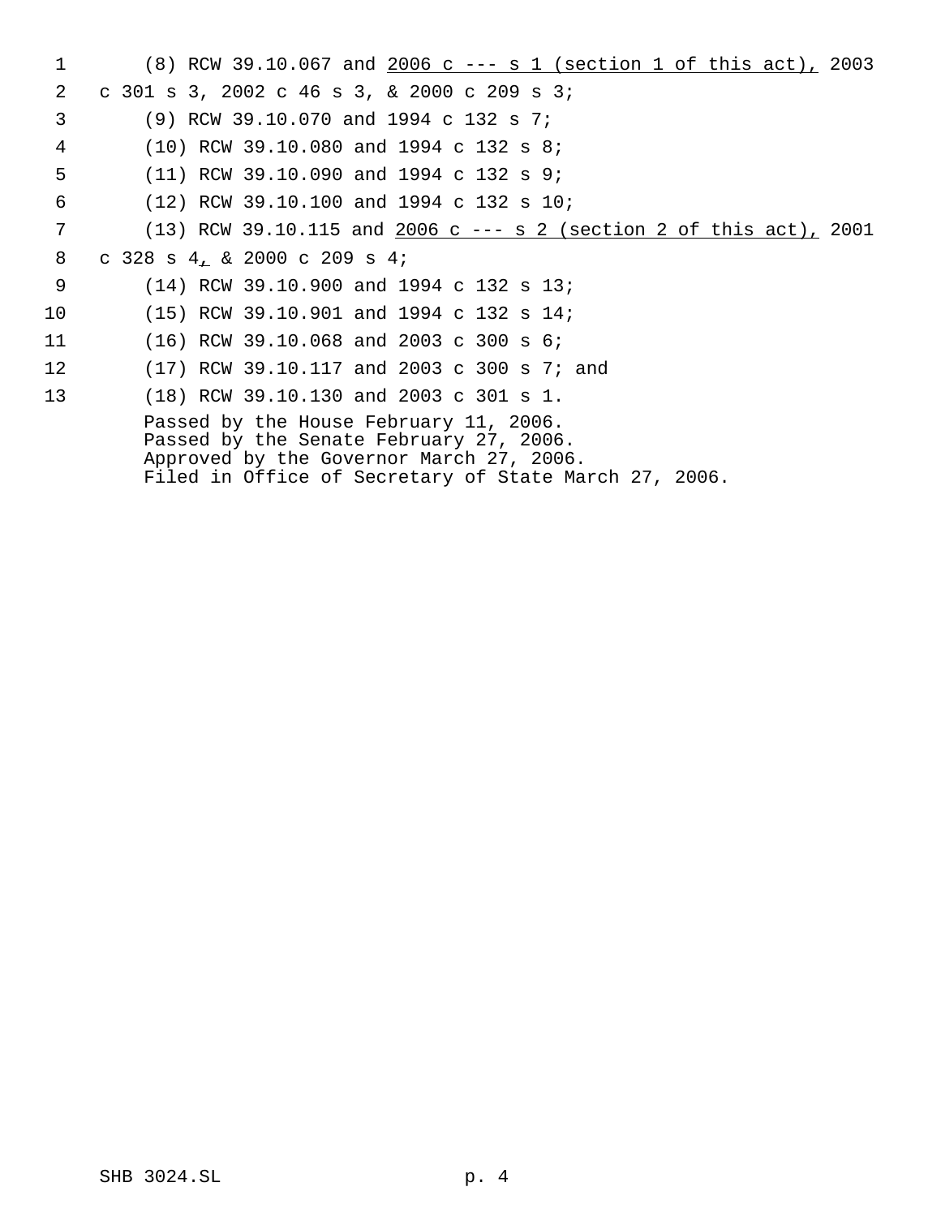(8) RCW 39.10.067 and 2006 c --- s 1 (section 1 of this act), 2003 c 301 s 3, 2002 c 46 s 3, & 2000 c 209 s 3;

(9) RCW 39.10.070 and 1994 c 132 s 7;

(10) RCW 39.10.080 and 1994 c 132 s 8;

(11) RCW 39.10.090 and 1994 c 132 s 9;

(12) RCW 39.10.100 and 1994 c 132 s 10;

(13) RCW 39.10.115 and 2006 c --- s 2 (section 2 of this act), 2001 c 328 s 4, & 2000 c 209 s 4;

(14) RCW 39.10.900 and 1994 c 132 s 13;

(15) RCW 39.10.901 and 1994 c 132 s 14;

(16) RCW 39.10.068 and 2003 c 300 s 6;

(17) RCW 39.10.117 and 2003 c 300 s 7; and

(18) RCW 39.10.130 and 2003 c 301 s 1.

Passed by the House February 11, 2006.
Passed by the Senate February 27, 2006.
Approved by the Governor March 27, 2006.
Filed in Office of Secretary of State March 27, 2006.